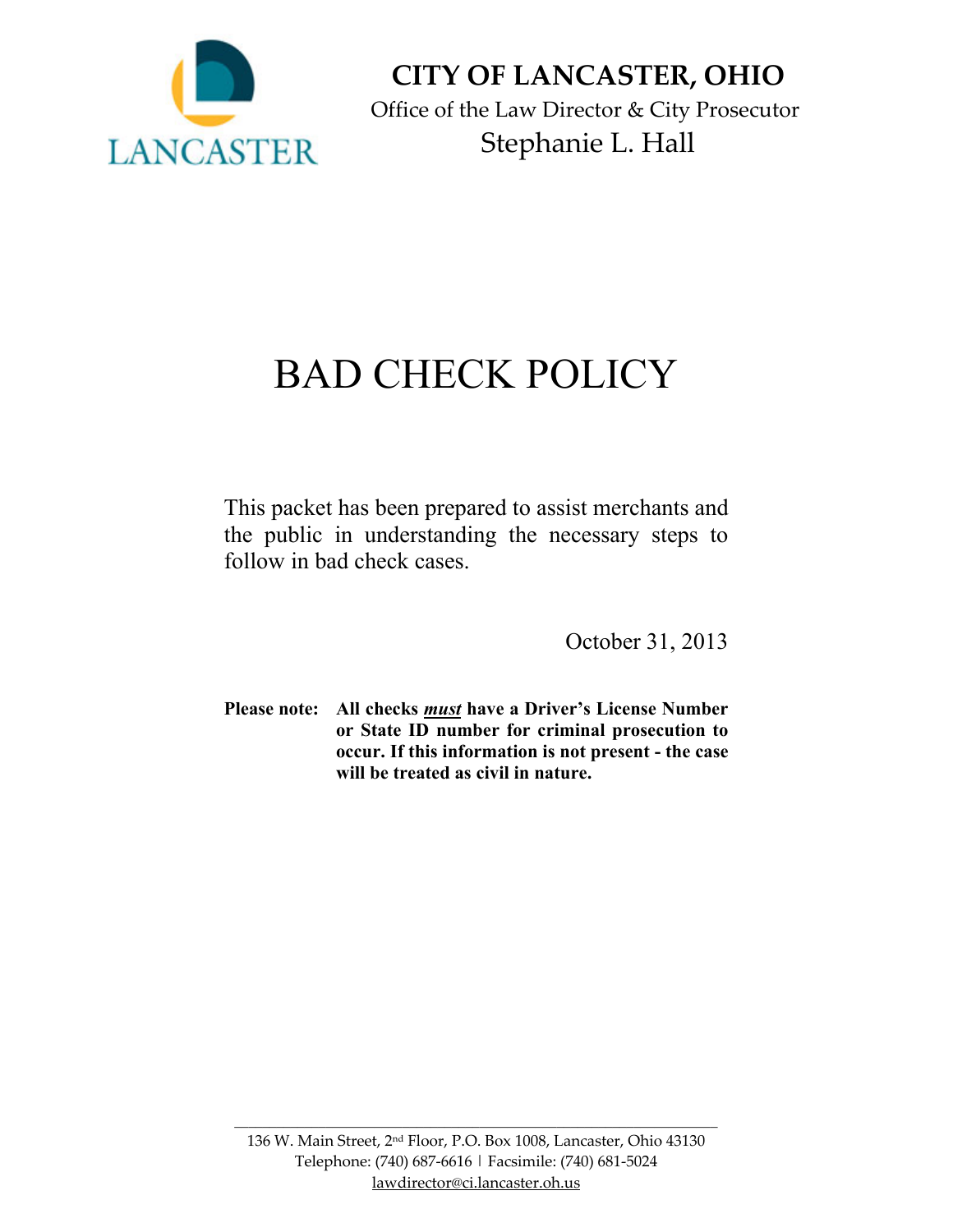# CITY OF LANCASTER, OHIO

Office of the Law Director & City Prosecutor

Stephanie L. Hall

# BAD CHECK POLICY

This packet has been prepared to assist merchants and the public in understanding the necessary steps to follow in bad check cases.

October 31, 2013

**Please note:** **All checks _must_ have a Driver's License Number or State ID number for criminal prosecution to occur. If this information is not present - the case will be treated as civil in nature.**

---

136 W. Main Street, 2nd Floor, P.O. Box 1008, Lancaster, Ohio 43130
Telephone: (740) 687-6616 | Facsimile: (740) 681-5024
lawdirector@ci.lancaster.oh.us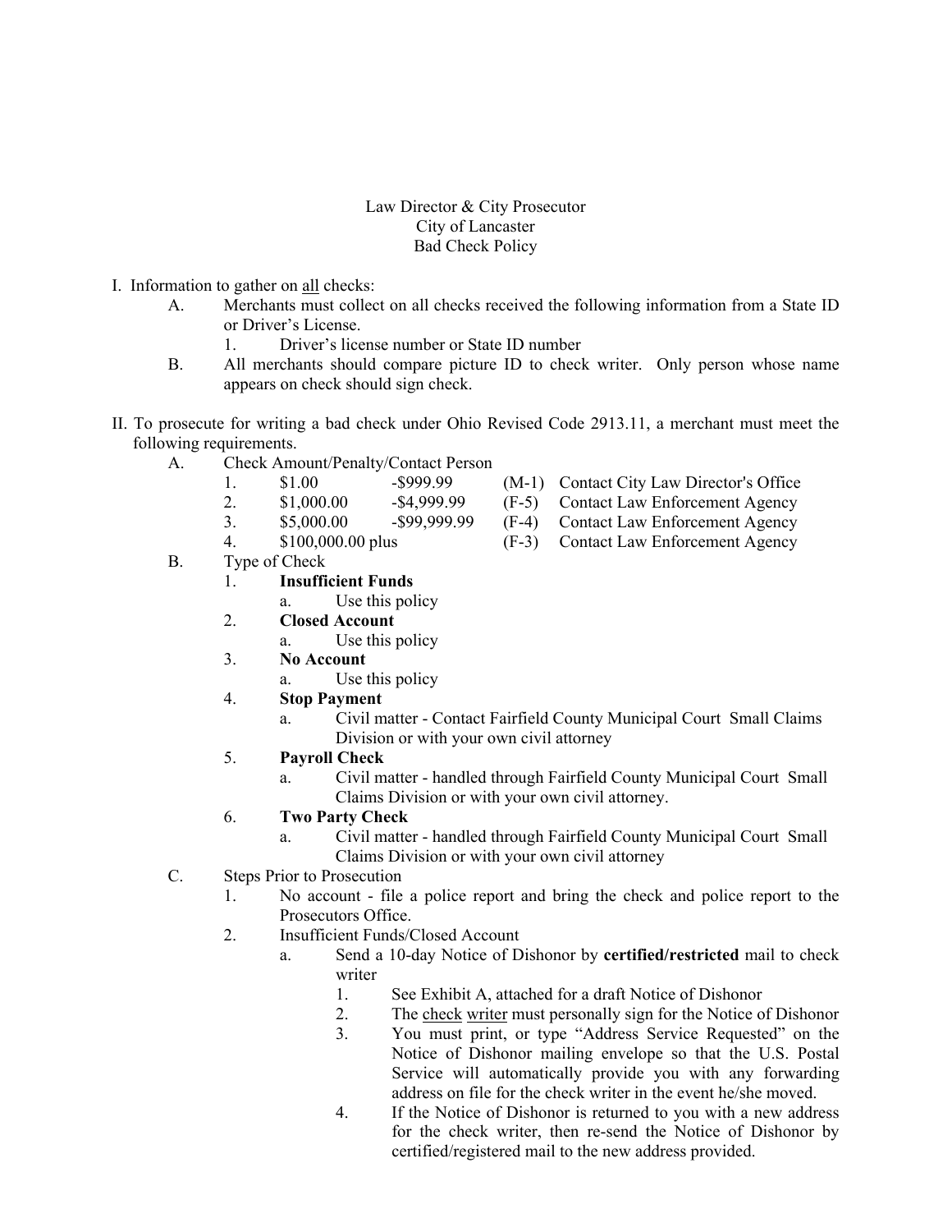Law Director & City Prosecutor
City of Lancaster
Bad Check Policy

I. Information to gather on <u>all</u> checks:

- A. Merchants must collect on all checks received the following information from a State ID or Driver's License.
  1. Driver's license number or State ID number
- B. All merchants should compare picture ID to check writer. Only person whose name appears on check should sign check.

II. To prosecute for writing a bad check under Ohio Revised Code 2913.11, a merchant must meet the following requirements.

- A. Check Amount/Penalty/Contact Person

| | | | | |
|---|---|---|---|---|
| 1. | $1.00 | -$999.99 | (M-1) | Contact City Law Director's Office |
| 2. | $1,000.00 | -$4,999.99 | (F-5) | Contact Law Enforcement Agency |
| 3. | $5,000.00 | -$99,999.99 | (F-4) | Contact Law Enforcement Agency |
| 4. | $100,000.00 plus | | (F-3) | Contact Law Enforcement Agency |

- B. Type of Check
  1. **Insufficient Funds**
     - a. Use this policy
  2. **Closed Account**
     - a. Use this policy
  3. **No Account**
     - a. Use this policy
  4. **Stop Payment**
     - a. Civil matter - Contact Fairfield County Municipal Court Small Claims Division or with your own civil attorney
  5. **Payroll Check**
     - a. Civil matter - handled through Fairfield County Municipal Court Small Claims Division or with your own civil attorney.
  6. **Two Party Check**
     - a. Civil matter - handled through Fairfield County Municipal Court Small Claims Division or with your own civil attorney
- C. Steps Prior to Prosecution
  1. No account - file a police report and bring the check and police report to the Prosecutors Office.
  2. Insufficient Funds/Closed Account
     - a. Send a 10-day Notice of Dishonor by **certified/restricted** mail to check writer
       1. See Exhibit A, attached for a draft Notice of Dishonor
       2. The <u>check writer</u> must personally sign for the Notice of Dishonor
       3. You must print, or type "Address Service Requested" on the Notice of Dishonor mailing envelope so that the U.S. Postal Service will automatically provide you with any forwarding address on file for the check writer in the event he/she moved.
       4. If the Notice of Dishonor is returned to you with a new address for the check writer, then re-send the Notice of Dishonor by certified/registered mail to the new address provided.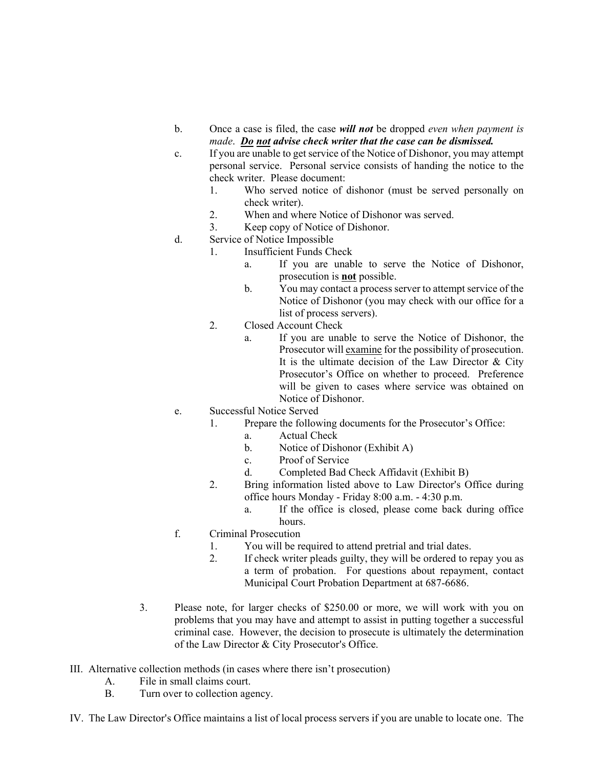b. Once a case is filed, the case ***will not*** be dropped *even when payment is made*. ***Do not advise check writer that the case can be dismissed.***

c. If you are unable to get service of the Notice of Dishonor, you may attempt personal service. Personal service consists of handing the notice to the check writer. Please document:
   1. Who served notice of dishonor (must be served personally on check writer).
   2. When and where Notice of Dishonor was served.
   3. Keep copy of Notice of Dishonor.

d. Service of Notice Impossible
   1. Insufficient Funds Check
      a. If you are unable to serve the Notice of Dishonor, prosecution is **not** possible.
      b. You may contact a process server to attempt service of the Notice of Dishonor (you may check with our office for a list of process servers).
   2. Closed Account Check
      a. If you are unable to serve the Notice of Dishonor, the Prosecutor will examine for the possibility of prosecution. It is the ultimate decision of the Law Director & City Prosecutor's Office on whether to proceed. Preference will be given to cases where service was obtained on Notice of Dishonor.

e. Successful Notice Served
   1. Prepare the following documents for the Prosecutor's Office:
      a. Actual Check
      b. Notice of Dishonor (Exhibit A)
      c. Proof of Service
      d. Completed Bad Check Affidavit (Exhibit B)
   2. Bring information listed above to Law Director's Office during office hours Monday - Friday 8:00 a.m. - 4:30 p.m.
      a. If the office is closed, please come back during office hours.

f. Criminal Prosecution
   1. You will be required to attend pretrial and trial dates.
   2. If check writer pleads guilty, they will be ordered to repay you as a term of probation. For questions about repayment, contact Municipal Court Probation Department at 687-6686.

3. Please note, for larger checks of $250.00 or more, we will work with you on problems that you may have and attempt to assist in putting together a successful criminal case. However, the decision to prosecute is ultimately the determination of the Law Director & City Prosecutor's Office.

III. Alternative collection methods (in cases where there isn't prosecution)
   A. File in small claims court.
   B. Turn over to collection agency.

IV. The Law Director's Office maintains a list of local process servers if you are unable to locate one. The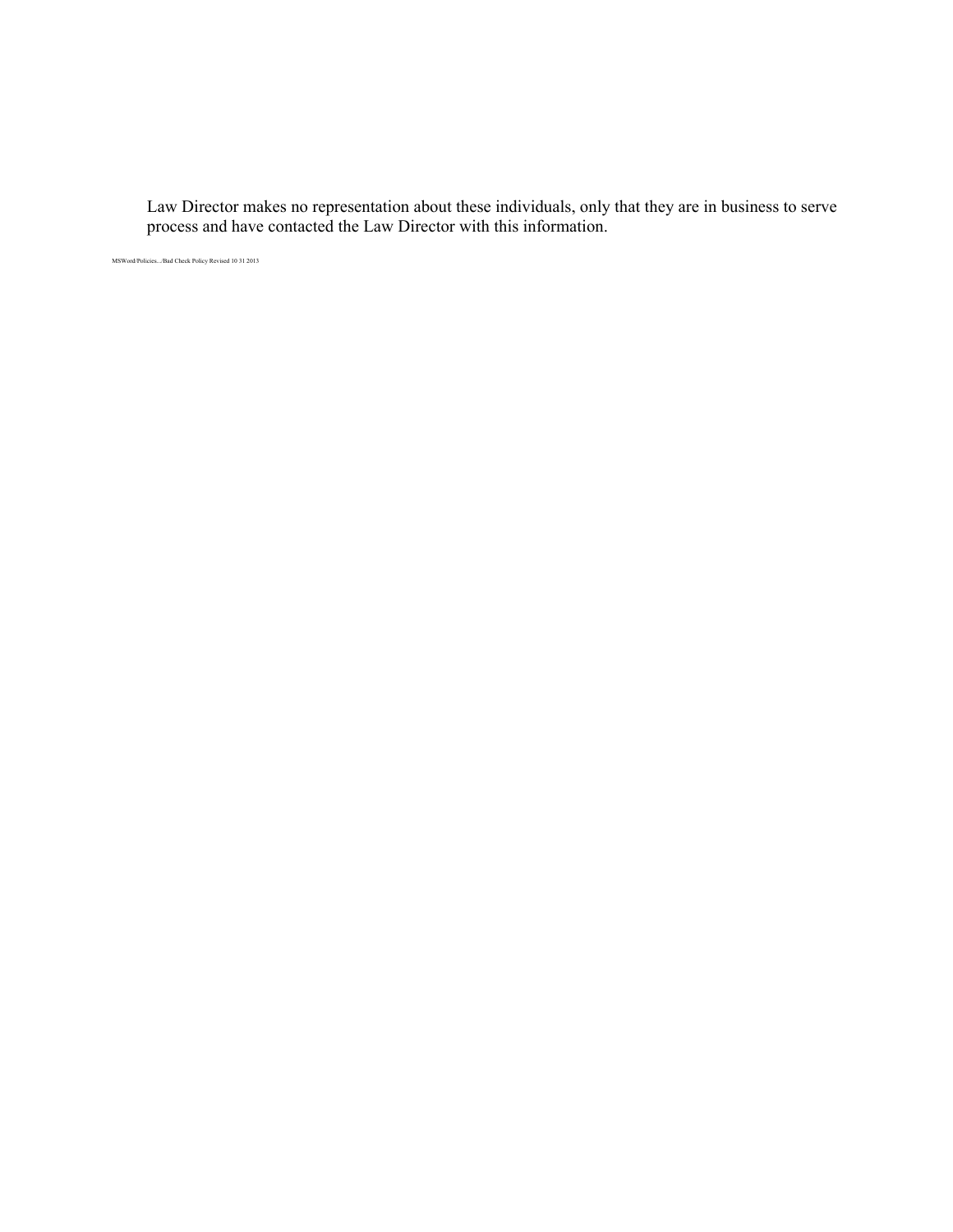Law Director makes no representation about these individuals, only that they are in business to serve process and have contacted the Law Director with this information.

MSWord/Policies.../Bad Check Policy Revised 10 31 2013